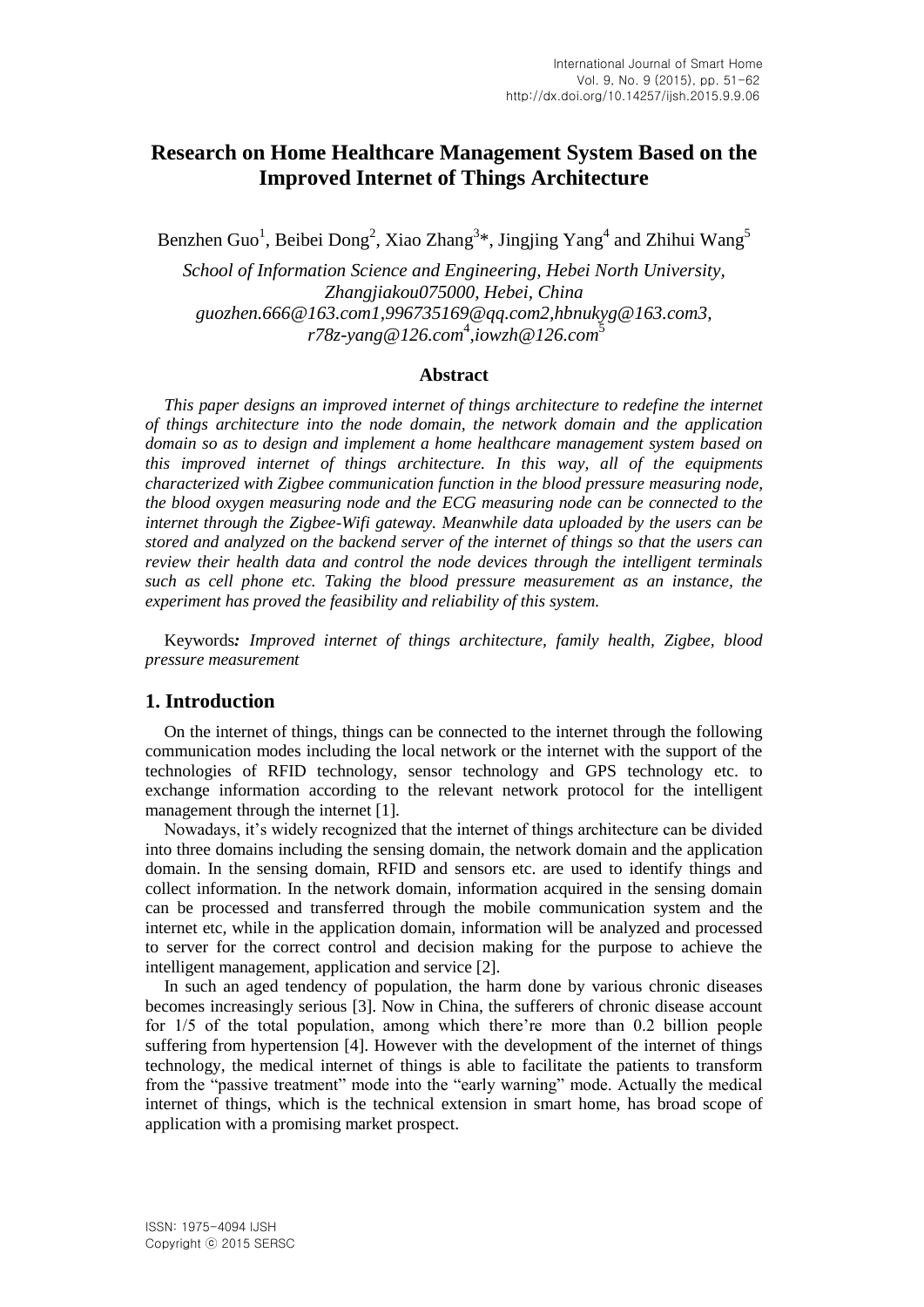# Research on Home Healthcare Management System Based on the Improved Internet of Things Architecture

Benzhen Guo[1], Beibei Dong[2], Xiao Zhang[3]*, Jingjing Yang[4] and Zhihui Wang[5]

*School of Information Science and Engineering, Hebei North University, Zhangjiakou075000, Hebei, China*
*guozhen.666@163.com1,996735169@qq.com2,hbnukyg@163.com3, r78z-yang@126.com[4],iowzh@126.com[5]*

## Abstract

*This paper designs an improved internet of things architecture to redefine the internet of things architecture into the node domain, the network domain and the application domain so as to design and implement a home healthcare management system based on this improved internet of things architecture. In this way, all of the equipments characterized with Zigbee communication function in the blood pressure measuring node, the blood oxygen measuring node and the ECG measuring node can be connected to the internet through the Zigbee-Wifi gateway. Meanwhile data uploaded by the users can be stored and analyzed on the backend server of the internet of things so that the users can review their health data and control the node devices through the intelligent terminals such as cell phone etc. Taking the blood pressure measurement as an instance, the experiment has proved the feasibility and reliability of this system.*

Keywords***:*** *Improved internet of things architecture, family health, Zigbee, blood pressure measurement*

## 1. Introduction

On the internet of things, things can be connected to the internet through the following communication modes including the local network or the internet with the support of the technologies of RFID technology, sensor technology and GPS technology etc. to exchange information according to the relevant network protocol for the intelligent management through the internet [1].

Nowadays, it's widely recognized that the internet of things architecture can be divided into three domains including the sensing domain, the network domain and the application domain. In the sensing domain, RFID and sensors etc. are used to identify things and collect information. In the network domain, information acquired in the sensing domain can be processed and transferred through the mobile communication system and the internet etc, while in the application domain, information will be analyzed and processed to server for the correct control and decision making for the purpose to achieve the intelligent management, application and service [2].

In such an aged tendency of population, the harm done by various chronic diseases becomes increasingly serious [3]. Now in China, the sufferers of chronic disease account for 1/5 of the total population, among which there're more than 0.2 billion people suffering from hypertension [4]. However with the development of the internet of things technology, the medical internet of things is able to facilitate the patients to transform from the "passive treatment" mode into the "early warning" mode. Actually the medical internet of things, which is the technical extension in smart home, has broad scope of application with a promising market prospect.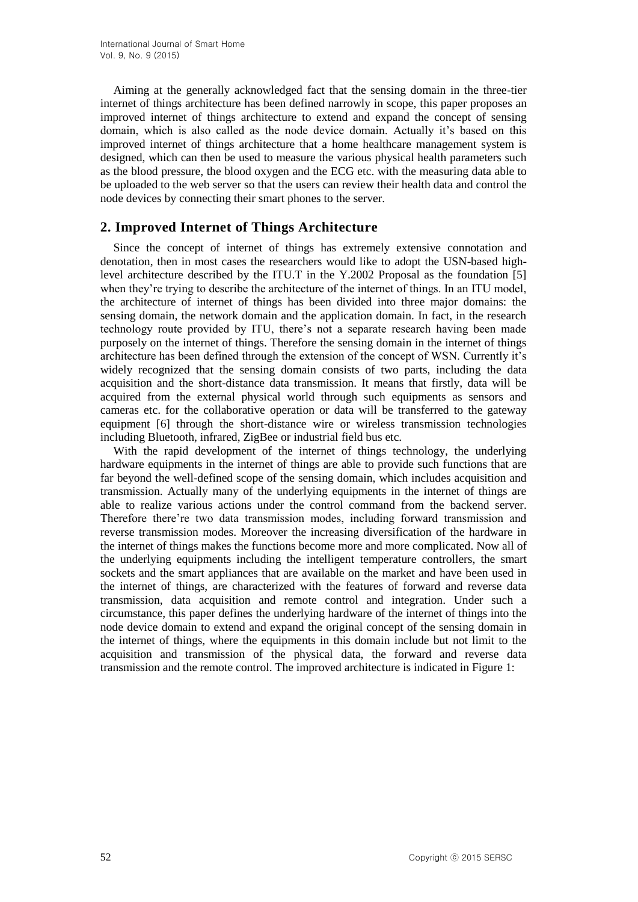Aiming at the generally acknowledged fact that the sensing domain in the three-tier internet of things architecture has been defined narrowly in scope, this paper proposes an improved internet of things architecture to extend and expand the concept of sensing domain, which is also called as the node device domain. Actually it's based on this improved internet of things architecture that a home healthcare management system is designed, which can then be used to measure the various physical health parameters such as the blood pressure, the blood oxygen and the ECG etc. with the measuring data able to be uploaded to the web server so that the users can review their health data and control the node devices by connecting their smart phones to the server.

## 2. Improved Internet of Things Architecture

Since the concept of internet of things has extremely extensive connotation and denotation, then in most cases the researchers would like to adopt the USN-based high-level architecture described by the ITU.T in the Y.2002 Proposal as the foundation [5] when they're trying to describe the architecture of the internet of things. In an ITU model, the architecture of internet of things has been divided into three major domains: the sensing domain, the network domain and the application domain. In fact, in the research technology route provided by ITU, there's not a separate research having been made purposely on the internet of things. Therefore the sensing domain in the internet of things architecture has been defined through the extension of the concept of WSN. Currently it's widely recognized that the sensing domain consists of two parts, including the data acquisition and the short-distance data transmission. It means that firstly, data will be acquired from the external physical world through such equipments as sensors and cameras etc. for the collaborative operation or data will be transferred to the gateway equipment [6] through the short-distance wire or wireless transmission technologies including Bluetooth, infrared, ZigBee or industrial field bus etc.

With the rapid development of the internet of things technology, the underlying hardware equipments in the internet of things are able to provide such functions that are far beyond the well-defined scope of the sensing domain, which includes acquisition and transmission. Actually many of the underlying equipments in the internet of things are able to realize various actions under the control command from the backend server. Therefore there're two data transmission modes, including forward transmission and reverse transmission modes. Moreover the increasing diversification of the hardware in the internet of things makes the functions become more and more complicated. Now all of the underlying equipments including the intelligent temperature controllers, the smart sockets and the smart appliances that are available on the market and have been used in the internet of things, are characterized with the features of forward and reverse data transmission, data acquisition and remote control and integration. Under such a circumstance, this paper defines the underlying hardware of the internet of things into the node device domain to extend and expand the original concept of the sensing domain in the internet of things, where the equipments in this domain include but not limit to the acquisition and transmission of the physical data, the forward and reverse data transmission and the remote control. The improved architecture is indicated in Figure 1: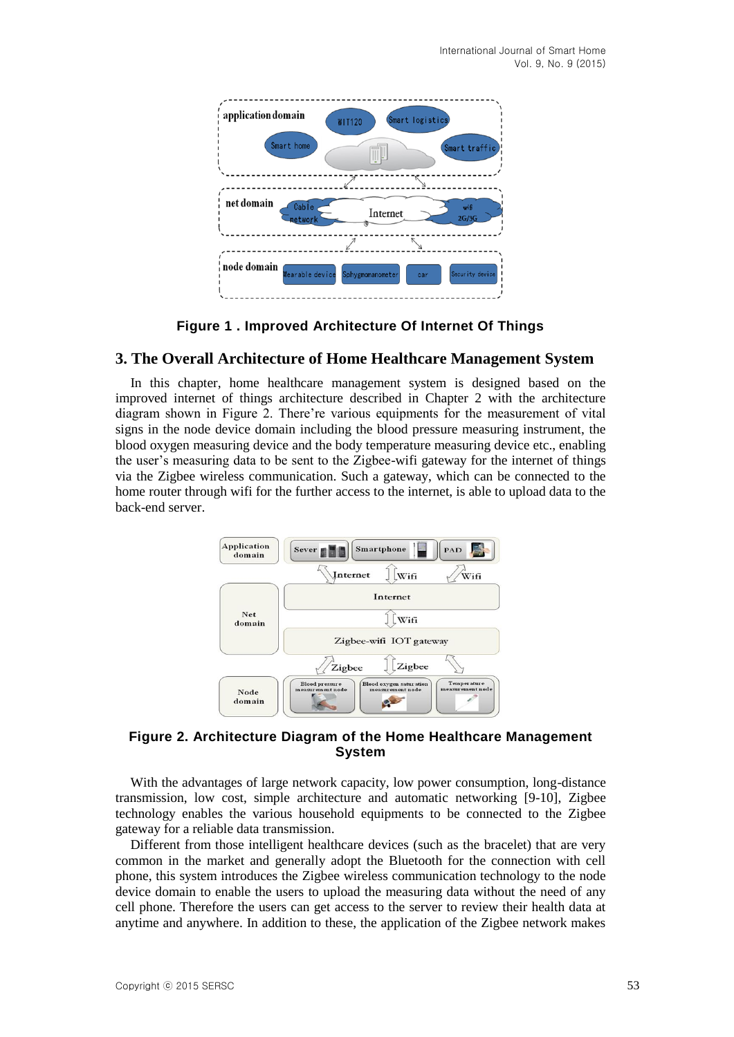**Figure 1 . Improved Architecture Of Internet Of Things**

## 3. The Overall Architecture of Home Healthcare Management System

In this chapter, home healthcare management system is designed based on the improved internet of things architecture described in Chapter 2 with the architecture diagram shown in Figure 2. There're various equipments for the measurement of vital signs in the node device domain including the blood pressure measuring instrument, the blood oxygen measuring device and the body temperature measuring device etc., enabling the user's measuring data to be sent to the Zigbee-wifi gateway for the internet of things via the Zigbee wireless communication. Such a gateway, which can be connected to the home router through wifi for the further access to the internet, is able to upload data to the back-end server.

**Figure 2. Architecture Diagram of the Home Healthcare Management System**

With the advantages of large network capacity, low power consumption, long-distance transmission, low cost, simple architecture and automatic networking [9-10], Zigbee technology enables the various household equipments to be connected to the Zigbee gateway for a reliable data transmission.

Different from those intelligent healthcare devices (such as the bracelet) that are very common in the market and generally adopt the Bluetooth for the connection with cell phone, this system introduces the Zigbee wireless communication technology to the node device domain to enable the users to upload the measuring data without the need of any cell phone. Therefore the users can get access to the server to review their health data at anytime and anywhere. In addition to these, the application of the Zigbee network makes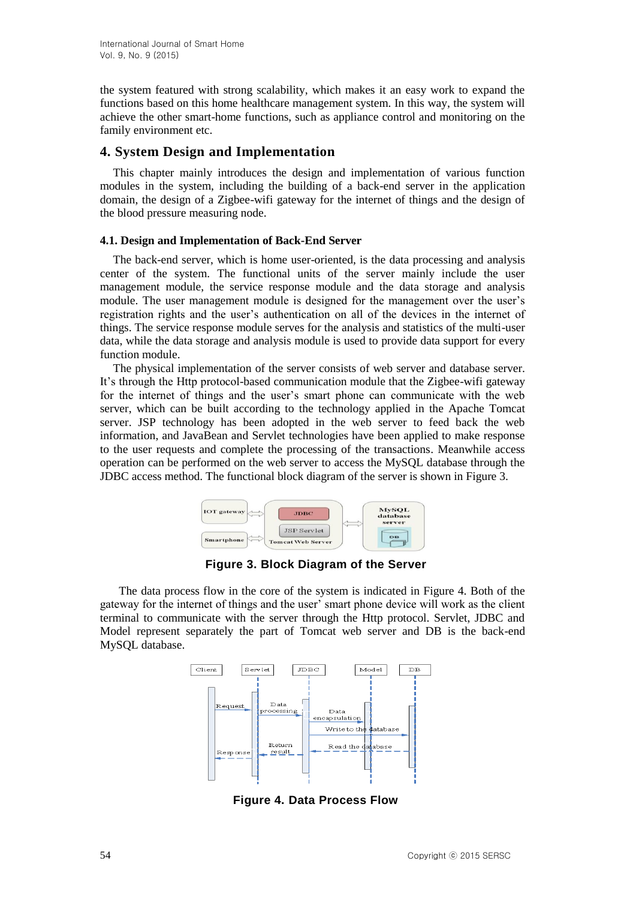the system featured with strong scalability, which makes it an easy work to expand the functions based on this home healthcare management system. In this way, the system will achieve the other smart-home functions, such as appliance control and monitoring on the family environment etc.

## 4. System Design and Implementation

This chapter mainly introduces the design and implementation of various function modules in the system, including the building of a back-end server in the application domain, the design of a Zigbee-wifi gateway for the internet of things and the design of the blood pressure measuring node.

### 4.1. Design and Implementation of Back-End Server

The back-end server, which is home user-oriented, is the data processing and analysis center of the system. The functional units of the server mainly include the user management module, the service response module and the data storage and analysis module. The user management module is designed for the management over the user's registration rights and the user's authentication on all of the devices in the internet of things. The service response module serves for the analysis and statistics of the multi-user data, while the data storage and analysis module is used to provide data support for every function module.

The physical implementation of the server consists of web server and database server. It's through the Http protocol-based communication module that the Zigbee-wifi gateway for the internet of things and the user's smart phone can communicate with the web server, which can be built according to the technology applied in the Apache Tomcat server. JSP technology has been adopted in the web server to feed back the web information, and JavaBean and Servlet technologies have been applied to make response to the user requests and complete the processing of the transactions. Meanwhile access operation can be performed on the web server to access the MySQL database through the JDBC access method. The functional block diagram of the server is shown in Figure 3.

IOT gateway
Smartphone
JDBC
JSP Servlet
Tomcat Web Server
MySQL database server
DB

**Figure 3. Block Diagram of the Server**

The data process flow in the core of the system is indicated in Figure 4. Both of the gateway for the internet of things and the user' smart phone device will work as the client terminal to communicate with the server through the Http protocol. Servlet, JDBC and Model represent separately the part of Tomcat web server and DB is the back-end MySQL database.

Client
Servlet
JDBC
Model
DB
Request
Data processing
Data encapsulation
Write to the database
Read the database
Return result
Response

**Figure 4. Data Process Flow**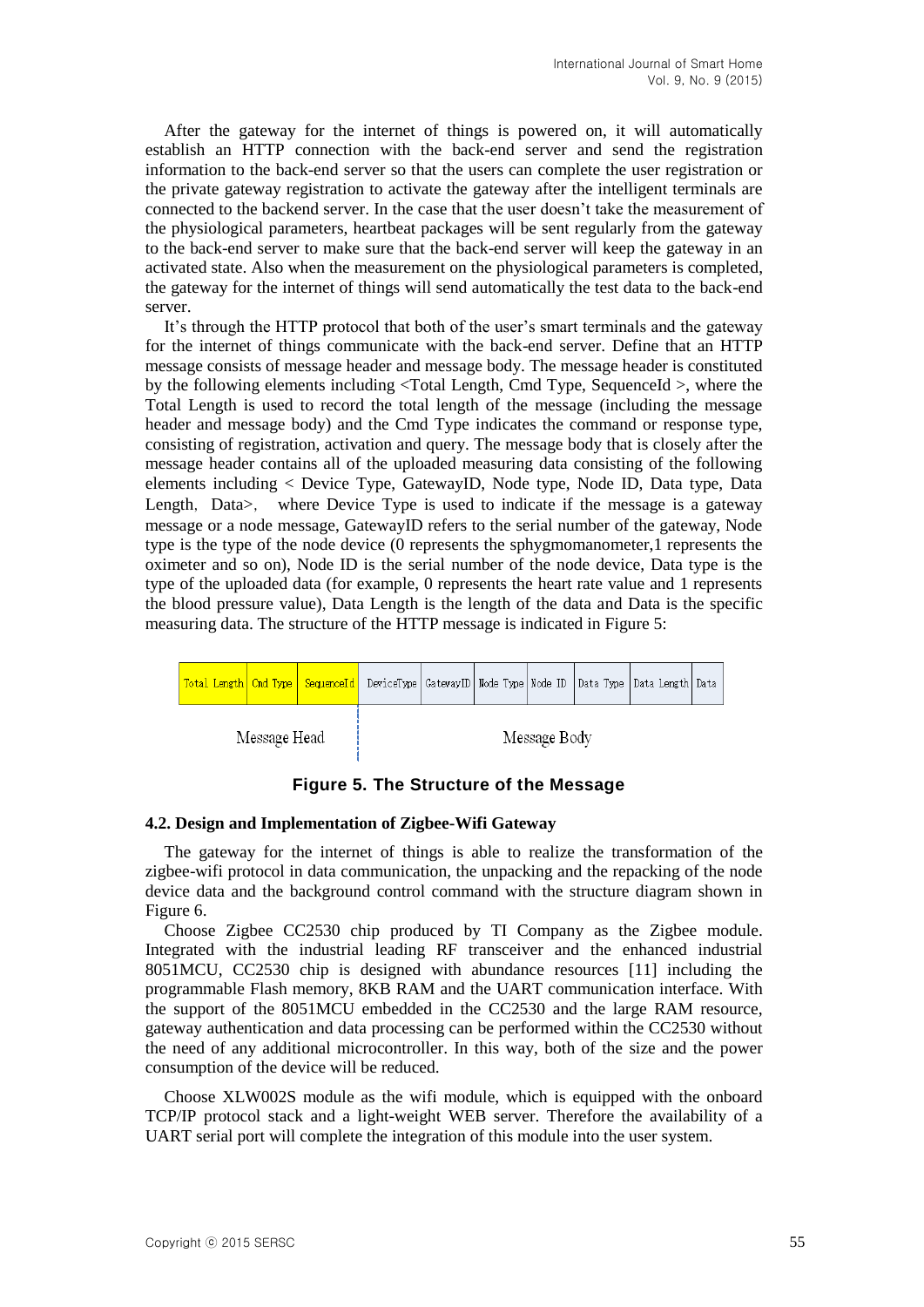After the gateway for the internet of things is powered on, it will automatically establish an HTTP connection with the back-end server and send the registration information to the back-end server so that the users can complete the user registration or the private gateway registration to activate the gateway after the intelligent terminals are connected to the backend server. In the case that the user doesn't take the measurement of the physiological parameters, heartbeat packages will be sent regularly from the gateway to the back-end server to make sure that the back-end server will keep the gateway in an activated state. Also when the measurement on the physiological parameters is completed, the gateway for the internet of things will send automatically the test data to the back-end server.

It's through the HTTP protocol that both of the user's smart terminals and the gateway for the internet of things communicate with the back-end server. Define that an HTTP message consists of message header and message body. The message header is constituted by the following elements including <Total Length, Cmd Type, SequenceId >, where the Total Length is used to record the total length of the message (including the message header and message body) and the Cmd Type indicates the command or response type, consisting of registration, activation and query. The message body that is closely after the message header contains all of the uploaded measuring data consisting of the following elements including < Device Type, GatewayID, Node type, Node ID, Data type, Data Length, Data>, where Device Type is used to indicate if the message is a gateway message or a node message, GatewayID refers to the serial number of the gateway, Node type is the type of the node device (0 represents the sphygmomanometer,1 represents the oximeter and so on), Node ID is the serial number of the node device, Data type is the type of the uploaded data (for example, 0 represents the heart rate value and 1 represents the blood pressure value), Data Length is the length of the data and Data is the specific measuring data. The structure of the HTTP message is indicated in Figure 5:

| Total Length | Cmd Type | SequenceId | DeviceType | GatewayID | Node Type | Node ID | Data Type | Data Length | Data |
|---|---|---|---|---|---|---|---|---|---|
| Message Head | | | Message Body | | | | | | |

**Figure 5. The Structure of the Message**

### 4.2. Design and Implementation of Zigbee-Wifi Gateway

The gateway for the internet of things is able to realize the transformation of the zigbee-wifi protocol in data communication, the unpacking and the repacking of the node device data and the background control command with the structure diagram shown in Figure 6.

Choose Zigbee CC2530 chip produced by TI Company as the Zigbee module. Integrated with the industrial leading RF transceiver and the enhanced industrial 8051MCU, CC2530 chip is designed with abundance resources [11] including the programmable Flash memory, 8KB RAM and the UART communication interface. With the support of the 8051MCU embedded in the CC2530 and the large RAM resource, gateway authentication and data processing can be performed within the CC2530 without the need of any additional microcontroller. In this way, both of the size and the power consumption of the device will be reduced.

Choose XLW002S module as the wifi module, which is equipped with the onboard TCP/IP protocol stack and a light-weight WEB server. Therefore the availability of a UART serial port will complete the integration of this module into the user system.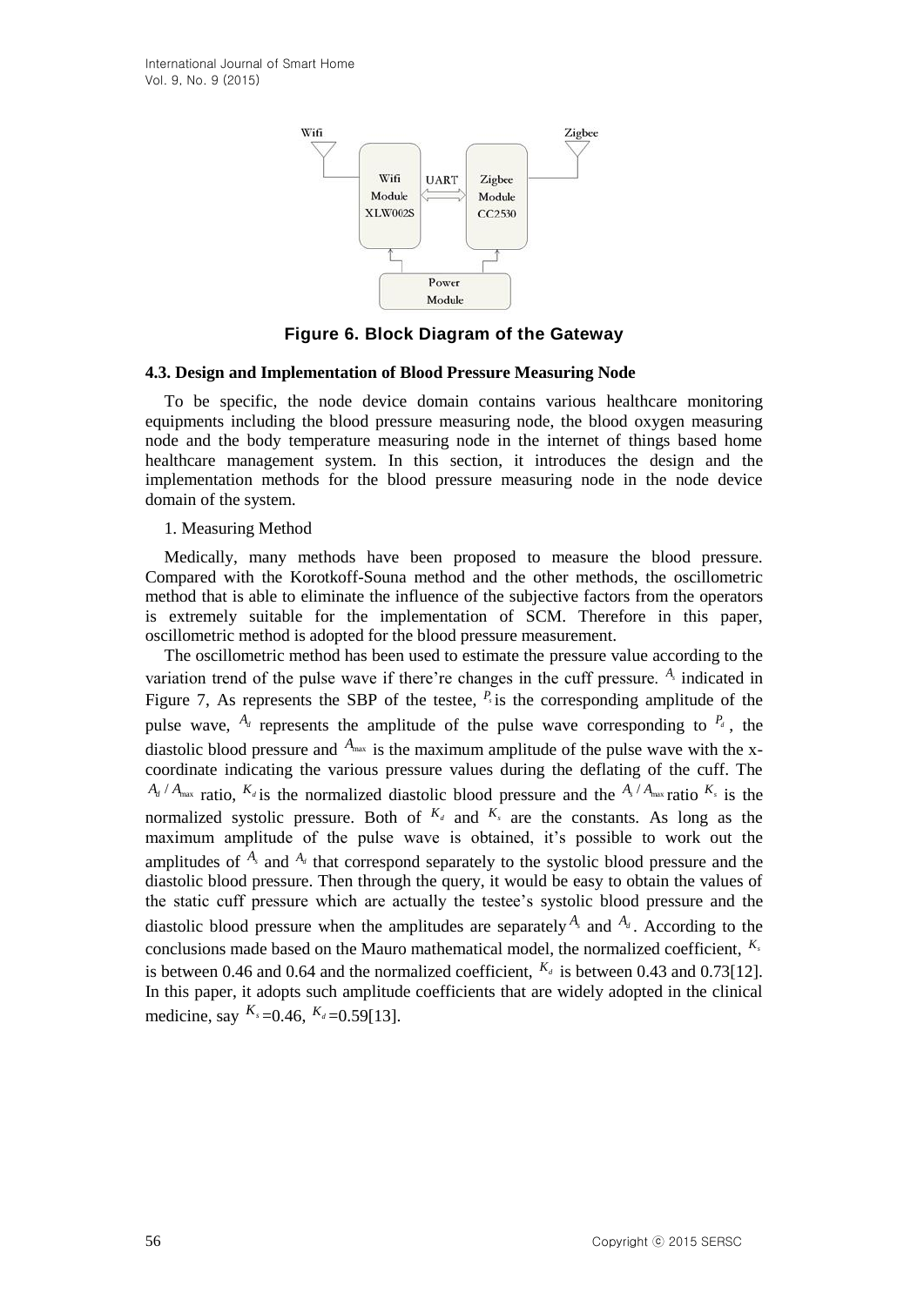Figure 6. Block Diagram of the Gateway

### 4.3. Design and Implementation of Blood Pressure Measuring Node

To be specific, the node device domain contains various healthcare monitoring equipments including the blood pressure measuring node, the blood oxygen measuring node and the body temperature measuring node in the internet of things based home healthcare management system. In this section, it introduces the design and the implementation methods for the blood pressure measuring node in the node device domain of the system.

1. Measuring Method

Medically, many methods have been proposed to measure the blood pressure. Compared with the Korotkoff-Souna method and the other methods, the oscillometric method that is able to eliminate the influence of the subjective factors from the operators is extremely suitable for the implementation of SCM. Therefore in this paper, oscillometric method is adopted for the blood pressure measurement.

The oscillometric method has been used to estimate the pressure value according to the variation trend of the pulse wave if there're changes in the cuff pressure. $A_s$ indicated in Figure 7, As represents the SBP of the testee, $P_s$ is the corresponding amplitude of the pulse wave, $A_d$ represents the amplitude of the pulse wave corresponding to $P_d$, the diastolic blood pressure and $A_{\max}$ is the maximum amplitude of the pulse wave with the x-coordinate indicating the various pressure values during the deflating of the cuff. The $A_d / A_{\max}$ ratio, $K_d$ is the normalized diastolic blood pressure and the $A_s / A_{\max}$ ratio $K_s$ is the normalized systolic pressure. Both of $K_d$ and $K_s$ are the constants. As long as the maximum amplitude of the pulse wave is obtained, it's possible to work out the amplitudes of $A_s$ and $A_d$ that correspond separately to the systolic blood pressure and the diastolic blood pressure. Then through the query, it would be easy to obtain the values of the static cuff pressure which are actually the testee's systolic blood pressure and the diastolic blood pressure when the amplitudes are separately $A_s$ and $A_d$. According to the conclusions made based on the Mauro mathematical model, the normalized coefficient, $K_s$ is between 0.46 and 0.64 and the normalized coefficient, $K_d$ is between 0.43 and 0.73[12]. In this paper, it adopts such amplitude coefficients that are widely adopted in the clinical medicine, say $K_s$=0.46, $K_d$=0.59[13].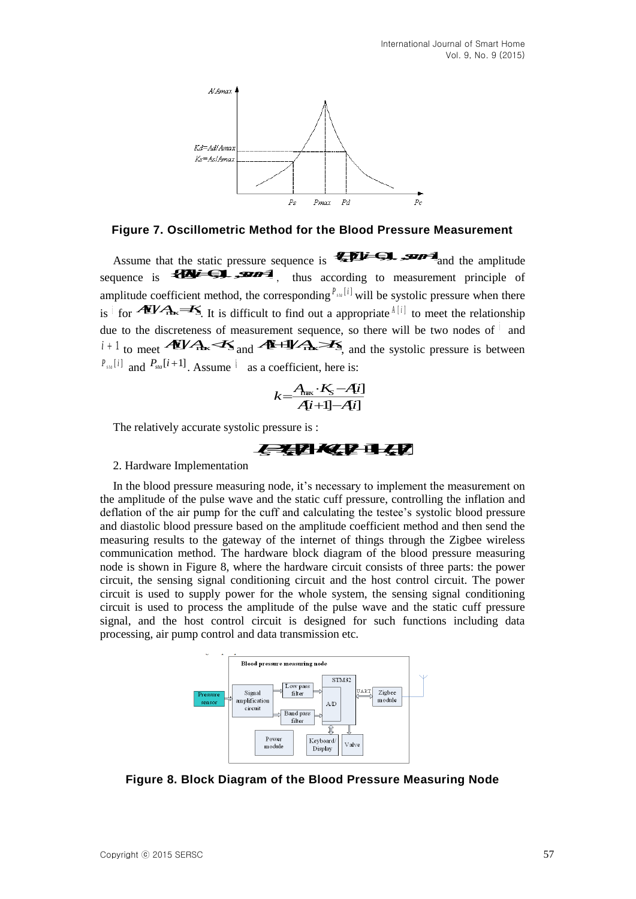**Figure 7. Oscillometric Method for the Blood Pressure Measurement**

Assume that the static pressure sequence is $\{P_{sta}[i], i=0,1,...,n-1\}$ and the amplitude sequence is $\{A[i], i=0,1,...,n-1\}$, thus according to measurement principle of amplitude coefficient method, the corresponding $P_{sta}[i]$ will be systolic pressure when there is $i$ for $A[i]/A_{max}=K_S$. It is difficult to find out a appropriate $A[i]$ to meet the relationship due to the discreteness of measurement sequence, so there will be two nodes of $i$ and $i+1$ to meet $A[i]/A_{max}<K_S$ and $A[i+1]/A_{max}>K_S$, and the systolic pressure is between $P_{sta}[i]$ and $P_{sta}[i+1]$. Assume $k$ as a coefficient, here is:

$$k=\frac{A_{max}\cdot K_S - A[i]}{A[i+1]-A[i]}$$

The relatively accurate systolic pressure is :

$$P_S = P_{sta}[i] + k(P_{sta}[i+1] - P_{sta}[i])$$

2. Hardware Implementation

In the blood pressure measuring node, it's necessary to implement the measurement on the amplitude of the pulse wave and the static cuff pressure, controlling the inflation and deflation of the air pump for the cuff and calculating the testee's systolic blood pressure and diastolic blood pressure based on the amplitude coefficient method and then send the measuring results to the gateway of the internet of things through the Zigbee wireless communication method. The hardware block diagram of the blood pressure measuring node is shown in Figure 8, where the hardware circuit consists of three parts: the power circuit, the sensing signal conditioning circuit and the host control circuit. The power circuit is used to supply power for the whole system, the sensing signal conditioning circuit is used to process the amplitude of the pulse wave and the static cuff pressure signal, and the host control circuit is designed for such functions including data processing, air pump control and data transmission etc.

**Figure 8. Block Diagram of the Blood Pressure Measuring Node**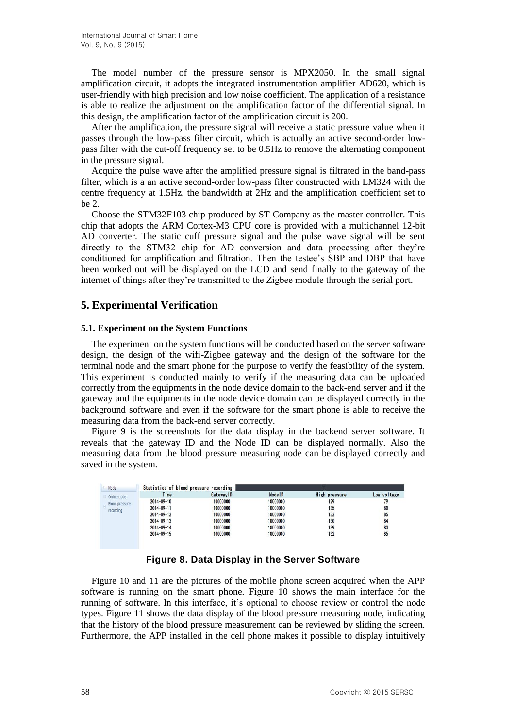The model number of the pressure sensor is MPX2050. In the small signal amplification circuit, it adopts the integrated instrumentation amplifier AD620, which is user-friendly with high precision and low noise coefficient. The application of a resistance is able to realize the adjustment on the amplification factor of the differential signal. In this design, the amplification factor of the amplification circuit is 200.

After the amplification, the pressure signal will receive a static pressure value when it passes through the low-pass filter circuit, which is actually an active second-order low-pass filter with the cut-off frequency set to be 0.5Hz to remove the alternating component in the pressure signal.

Acquire the pulse wave after the amplified pressure signal is filtrated in the band-pass filter, which is a an active second-order low-pass filter constructed with LM324 with the centre frequency at 1.5Hz, the bandwidth at 2Hz and the amplification coefficient set to be 2.

Choose the STM32F103 chip produced by ST Company as the master controller. This chip that adopts the ARM Cortex-M3 CPU core is provided with a multichannel 12-bit AD converter. The static cuff pressure signal and the pulse wave signal will be sent directly to the STM32 chip for AD conversion and data processing after they're conditioned for amplification and filtration. Then the testee's SBP and DBP that have been worked out will be displayed on the LCD and send finally to the gateway of the internet of things after they're transmitted to the Zigbee module through the serial port.

## 5. Experimental Verification

### 5.1. Experiment on the System Functions

The experiment on the system functions will be conducted based on the server software design, the design of the wifi-Zigbee gateway and the design of the software for the terminal node and the smart phone for the purpose to verify the feasibility of the system. This experiment is conducted mainly to verify if the measuring data can be uploaded correctly from the equipments in the node device domain to the back-end server and if the gateway and the equipments in the node device domain can be displayed correctly in the background software and even if the software for the smart phone is able to receive the measuring data from the back-end server correctly.

Figure 9 is the screenshots for the data display in the backend server software. It reveals that the gateway ID and the Node ID can be displayed normally. Also the measuring data from the blood pressure measuring node can be displayed correctly and saved in the system.

Node
Online node
Blood pressure recording

Statistics of blood pressure recording

| Time | GatewayID | NodeID | High pressure | Low voltage |
|---|---|---|---|---|
| 2014-09-10 | 10000000 | 10000000 | 129 | 79 |
| 2014-09-11 | 10000000 | 10000000 | 135 | 80 |
| 2014-09-12 | 10000000 | 10000000 | 132 | 85 |
| 2014-09-13 | 10000000 | 10000000 | 130 | 84 |
| 2014-09-14 | 10000000 | 10000000 | 139 | 83 |
| 2014-09-15 | 10000000 | 10000000 | 132 | 85 |

**Figure 8. Data Display in the Server Software**

Figure 10 and 11 are the pictures of the mobile phone screen acquired when the APP software is running on the smart phone. Figure 10 shows the main interface for the running of software. In this interface, it's optional to choose review or control the node types. Figure 11 shows the data display of the blood pressure measuring node, indicating that the history of the blood pressure measurement can be reviewed by sliding the screen. Furthermore, the APP installed in the cell phone makes it possible to display intuitively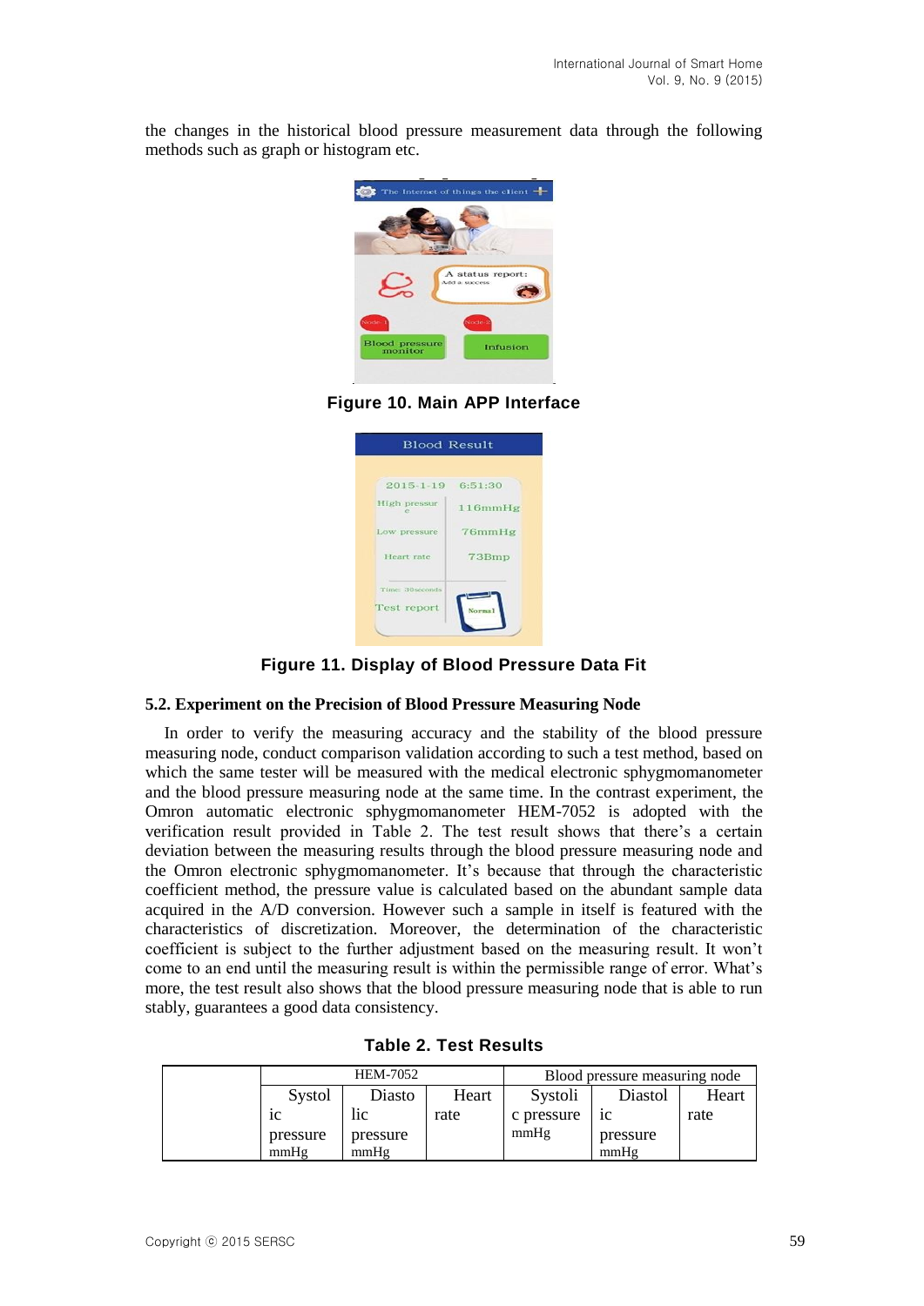the changes in the historical blood pressure measurement data through the following methods such as graph or histogram etc.

**Figure 10. Main APP Interface**

**Figure 11. Display of Blood Pressure Data Fit**

### 5.2. Experiment on the Precision of Blood Pressure Measuring Node

In order to verify the measuring accuracy and the stability of the blood pressure measuring node, conduct comparison validation according to such a test method, based on which the same tester will be measured with the medical electronic sphygmomanometer and the blood pressure measuring node at the same time. In the contrast experiment, the Omron automatic electronic sphygmomanometer HEM-7052 is adopted with the verification result provided in Table 2. The test result shows that there's a certain deviation between the measuring results through the blood pressure measuring node and the Omron electronic sphygmomanometer. It's because that through the characteristic coefficient method, the pressure value is calculated based on the abundant sample data acquired in the A/D conversion. However such a sample in itself is featured with the characteristics of discretization. Moreover, the determination of the characteristic coefficient is subject to the further adjustment based on the measuring result. It won't come to an end until the measuring result is within the permissible range of error. What's more, the test result also shows that the blood pressure measuring node that is able to run stably, guarantees a good data consistency.

**Table 2. Test Results**

| | HEM-7052 | | | Blood pressure measuring node | | |
|---|---|---|---|---|---|---|
| | Systolic pressure mmHg | Diastolic pressure mmHg | Heart rate | Systolic pressure mmHg | Diastolic pressure mmHg | Heart rate |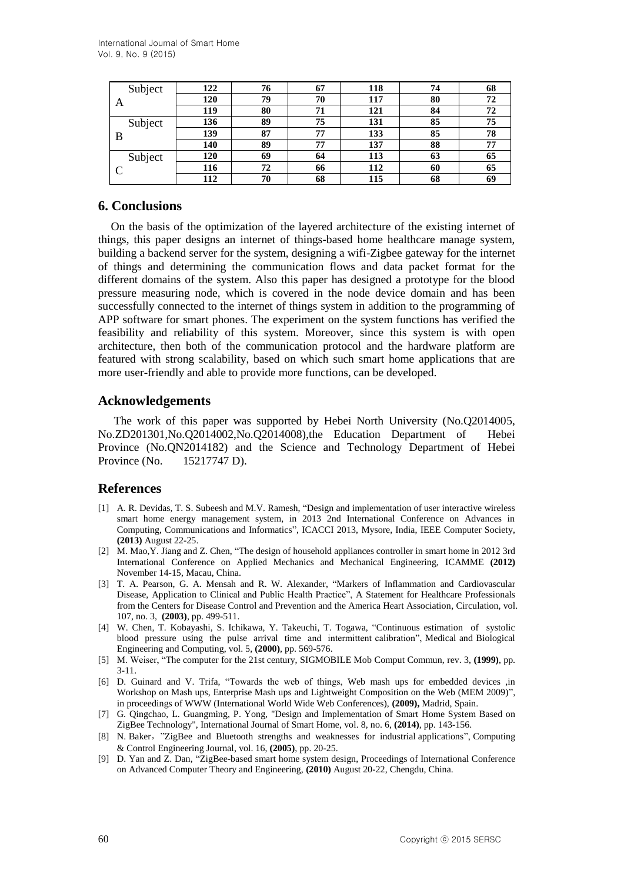| Subject A | 122 | 76 | 67 | 118 | 74 | 68 |
|---|---|---|---|---|---|---|
| | 120 | 79 | 70 | 117 | 80 | 72 |
| | 119 | 80 | 71 | 121 | 84 | 72 |
| Subject B | 136 | 89 | 75 | 131 | 85 | 75 |
| | 139 | 87 | 77 | 133 | 85 | 78 |
| | 140 | 89 | 77 | 137 | 88 | 77 |
| Subject C | 120 | 69 | 64 | 113 | 63 | 65 |
| | 116 | 72 | 66 | 112 | 60 | 65 |
| | 112 | 70 | 68 | 115 | 68 | 69 |

## 6. Conclusions

On the basis of the optimization of the layered architecture of the existing internet of things, this paper designs an internet of things-based home healthcare manage system, building a backend server for the system, designing a wifi-Zigbee gateway for the internet of things and determining the communication flows and data packet format for the different domains of the system. Also this paper has designed a prototype for the blood pressure measuring node, which is covered in the node device domain and has been successfully connected to the internet of things system in addition to the programming of APP software for smart phones. The experiment on the system functions has verified the feasibility and reliability of this system. Moreover, since this system is with open architecture, then both of the communication protocol and the hardware platform are featured with strong scalability, based on which such smart home applications that are more user-friendly and able to provide more functions, can be developed.

## Acknowledgements

The work of this paper was supported by Hebei North University (No.Q2014005, No.ZD201301,No.Q2014002,No.Q2014008),the Education Department of Hebei Province (No.QN2014182) and the Science and Technology Department of Hebei Province (No. 15217747 D).

## References

[1] A. R. Devidas, T. S. Subeesh and M.V. Ramesh, "Design and implementation of user interactive wireless smart home energy management system, in 2013 2nd International Conference on Advances in Computing, Communications and Informatics", ICACCI 2013, Mysore, India, IEEE Computer Society, **(2013)** August 22-25.

[2] M. Mao,Y. Jiang and Z. Chen, "The design of household appliances controller in smart home in 2012 3rd International Conference on Applied Mechanics and Mechanical Engineering, ICAMME **(2012)** November 14-15, Macau, China.

[3] T. A. Pearson, G. A. Mensah and R. W. Alexander, "Markers of Inflammation and Cardiovascular Disease, Application to Clinical and Public Health Practice", A Statement for Healthcare Professionals from the Centers for Disease Control and Prevention and the America Heart Association, Circulation, vol. 107, no. 3, **(2003)**, pp. 499-511.

[4] W. Chen, T. Kobayashi, S. Ichikawa, Y. Takeuchi, T. Togawa, "Continuous estimation of systolic blood pressure using the pulse arrival time and intermittent calibration", Medical and Biological Engineering and Computing, vol. 5, **(2000)**, pp. 569-576.

[5] M. Weiser, "The computer for the 21st century, SIGMOBILE Mob Comput Commun, rev. 3, **(1999)**, pp. 3-11.

[6] D. Guinard and V. Trifa, "Towards the web of things, Web mash ups for embedded devices ,in Workshop on Mash ups, Enterprise Mash ups and Lightweight Composition on the Web (MEM 2009)", in proceedings of WWW (International World Wide Web Conferences), **(2009),** Madrid, Spain.

[7] G. Qingchao, L. Guangming, P. Yong, "Design and Implementation of Smart Home System Based on ZigBee Technology", International Journal of Smart Home, vol. 8, no. 6, **(2014)**, pp. 143-156.

[8] N. Baker，"ZigBee and Bluetooth strengths and weaknesses for industrial applications", Computing & Control Engineering Journal, vol. 16, **(2005)**, pp. 20-25.

[9] D. Yan and Z. Dan, "ZigBee-based smart home system design, Proceedings of International Conference on Advanced Computer Theory and Engineering, **(2010)** August 20-22, Chengdu, China.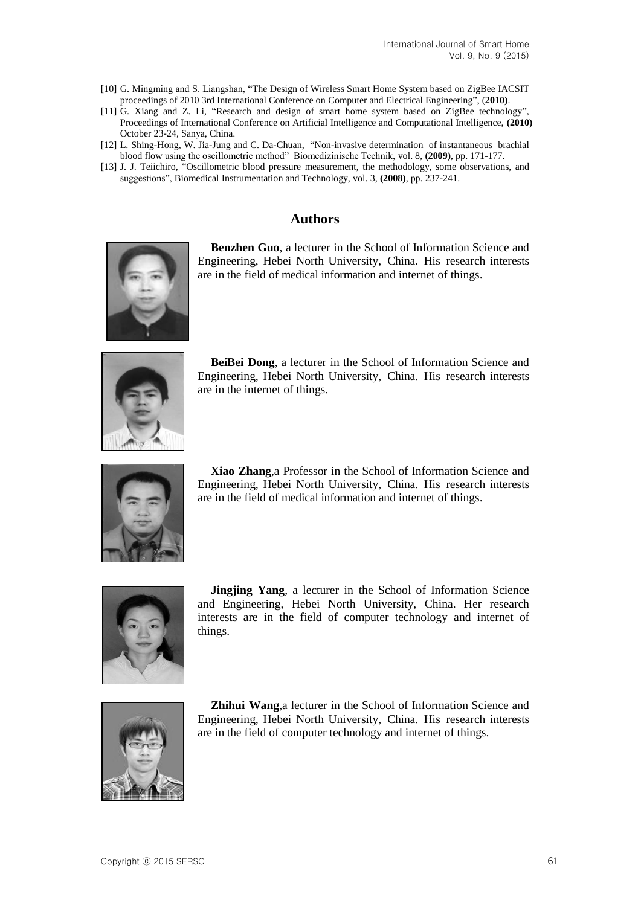[10] G. Mingming and S. Liangshan, "The Design of Wireless Smart Home System based on ZigBee IACSIT proceedings of 2010 3rd International Conference on Computer and Electrical Engineering", (**2010**).

[11] G. Xiang and Z. Li, "Research and design of smart home system based on ZigBee technology", Proceedings of International Conference on Artificial Intelligence and Computational Intelligence, **(2010)** October 23-24, Sanya, China.

[12] L. Shing-Hong, W. Jia-Jung and C. Da-Chuan, "Non-invasive determination of instantaneous brachial blood flow using the oscillometric method" Biomedizinische Technik, vol. 8, **(2009)**, pp. 171-177.

[13] J. J. Teiichiro, "Oscillometric blood pressure measurement, the methodology, some observations, and suggestions", Biomedical Instrumentation and Technology, vol. 3, **(2008)**, pp. 237-241.

## Authors

**Benzhen Guo**, a lecturer in the School of Information Science and Engineering, Hebei North University, China. His research interests are in the field of medical information and internet of things.

**BeiBei Dong**, a lecturer in the School of Information Science and Engineering, Hebei North University, China. His research interests are in the internet of things.

**Xiao Zhang**,a Professor in the School of Information Science and Engineering, Hebei North University, China. His research interests are in the field of medical information and internet of things.

**Jingjing Yang**, a lecturer in the School of Information Science and Engineering, Hebei North University, China. Her research interests are in the field of computer technology and internet of things.

**Zhihui Wang**,a lecturer in the School of Information Science and Engineering, Hebei North University, China. His research interests are in the field of computer technology and internet of things.